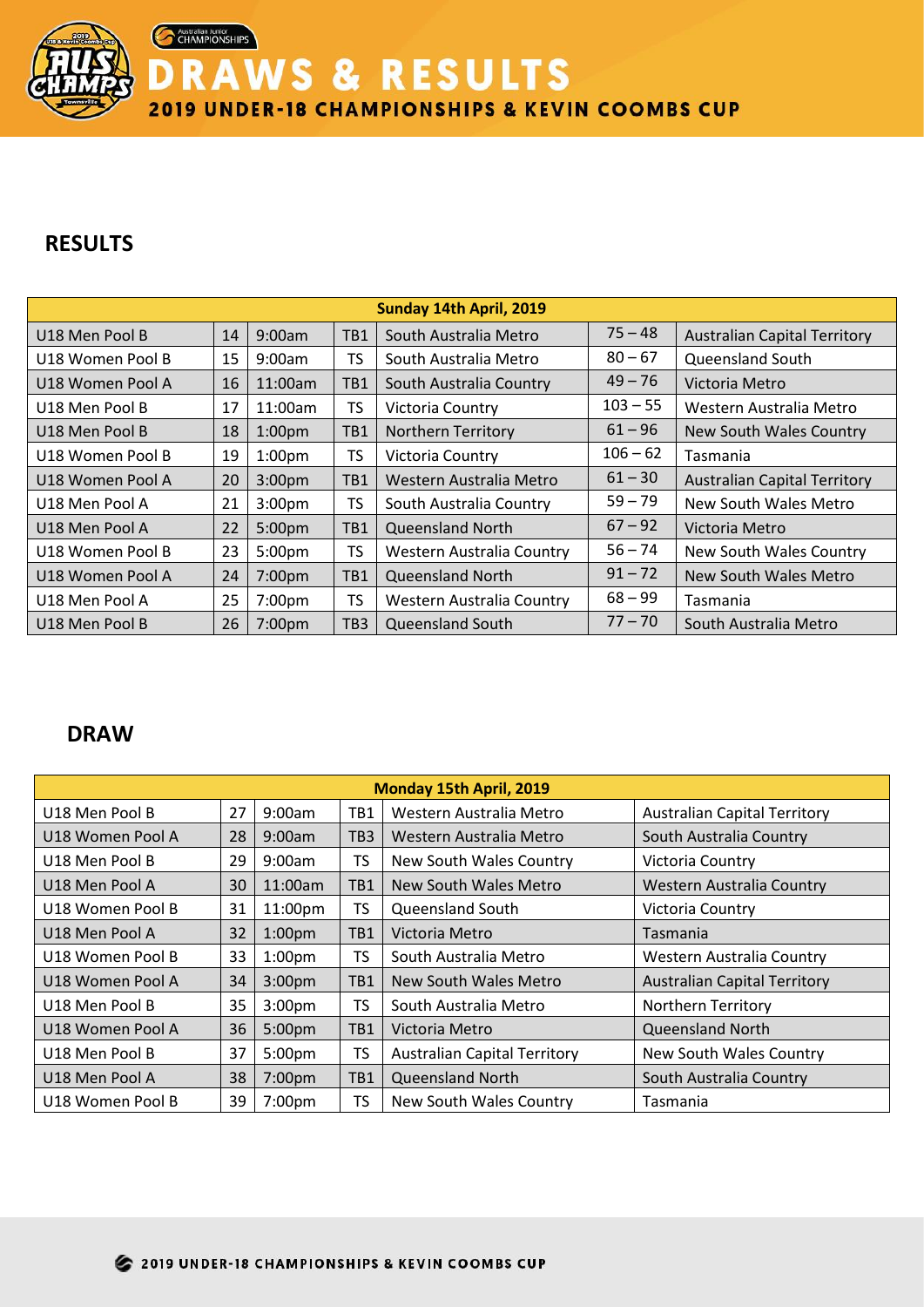# DRAWS & RESULTS

## 2019 UNDER-18 CHAMPIONSHIPS & KEVIN COOMBS CUP

## RESULTS

| Sunday 14th April, 2019 | | | | | | |
|---|---|---|---|---|---|---|
| U18 Men Pool B | 14 | 9:00am | TB1 | South Australia Metro | 75 – 48 | Australian Capital Territory |
| U18 Women Pool B | 15 | 9:00am | TS | South Australia Metro | 80 – 67 | Queensland South |
| U18 Women Pool A | 16 | 11:00am | TB1 | South Australia Country | 49 – 76 | Victoria Metro |
| U18 Men Pool B | 17 | 11:00am | TS | Victoria Country | 103 – 55 | Western Australia Metro |
| U18 Men Pool B | 18 | 1:00pm | TB1 | Northern Territory | 61 – 96 | New South Wales Country |
| U18 Women Pool B | 19 | 1:00pm | TS | Victoria Country | 106 – 62 | Tasmania |
| U18 Women Pool A | 20 | 3:00pm | TB1 | Western Australia Metro | 61 – 30 | Australian Capital Territory |
| U18 Men Pool A | 21 | 3:00pm | TS | South Australia Country | 59 – 79 | New South Wales Metro |
| U18 Men Pool A | 22 | 5:00pm | TB1 | Queensland North | 67 – 92 | Victoria Metro |
| U18 Women Pool B | 23 | 5:00pm | TS | Western Australia Country | 56 – 74 | New South Wales Country |
| U18 Women Pool A | 24 | 7:00pm | TB1 | Queensland North | 91 – 72 | New South Wales Metro |
| U18 Men Pool A | 25 | 7:00pm | TS | Western Australia Country | 68 – 99 | Tasmania |
| U18 Men Pool B | 26 | 7:00pm | TB3 | Queensland South | 77 – 70 | South Australia Metro |

## DRAW

| Monday 15th April, 2019 | | | | | |
|---|---|---|---|---|---|
| U18 Men Pool B | 27 | 9:00am | TB1 | Western Australia Metro | Australian Capital Territory |
| U18 Women Pool A | 28 | 9:00am | TB3 | Western Australia Metro | South Australia Country |
| U18 Men Pool B | 29 | 9:00am | TS | New South Wales Country | Victoria Country |
| U18 Men Pool A | 30 | 11:00am | TB1 | New South Wales Metro | Western Australia Country |
| U18 Women Pool B | 31 | 11:00pm | TS | Queensland South | Victoria Country |
| U18 Men Pool A | 32 | 1:00pm | TB1 | Victoria Metro | Tasmania |
| U18 Women Pool B | 33 | 1:00pm | TS | South Australia Metro | Western Australia Country |
| U18 Women Pool A | 34 | 3:00pm | TB1 | New South Wales Metro | Australian Capital Territory |
| U18 Men Pool B | 35 | 3:00pm | TS | South Australia Metro | Northern Territory |
| U18 Women Pool A | 36 | 5:00pm | TB1 | Victoria Metro | Queensland North |
| U18 Men Pool B | 37 | 5:00pm | TS | Australian Capital Territory | New South Wales Country |
| U18 Men Pool A | 38 | 7:00pm | TB1 | Queensland North | South Australia Country |
| U18 Women Pool B | 39 | 7:00pm | TS | New South Wales Country | Tasmania |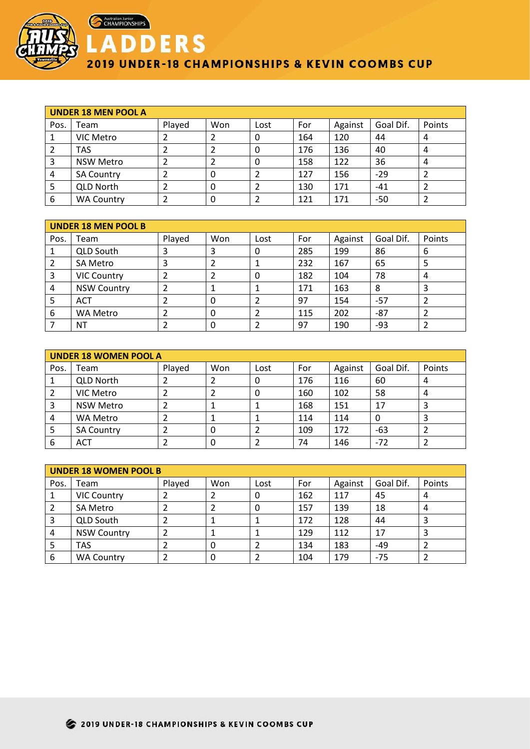# LADDERS

## 2019 UNDER-18 CHAMPIONSHIPS & KEVIN COOMBS CUP

| UNDER 18 MEN POOL A | | | | | | | | |
|---|---|---|---|---|---|---|---|---|
| Pos. | Team | Played | Won | Lost | For | Against | Goal Dif. | Points |
| 1 | VIC Metro | 2 | 2 | 0 | 164 | 120 | 44 | 4 |
| 2 | TAS | 2 | 2 | 0 | 176 | 136 | 40 | 4 |
| 3 | NSW Metro | 2 | 2 | 0 | 158 | 122 | 36 | 4 |
| 4 | SA Country | 2 | 0 | 2 | 127 | 156 | -29 | 2 |
| 5 | QLD North | 2 | 0 | 2 | 130 | 171 | -41 | 2 |
| 6 | WA Country | 2 | 0 | 2 | 121 | 171 | -50 | 2 |

| UNDER 18 MEN POOL B | | | | | | | | |
|---|---|---|---|---|---|---|---|---|
| Pos. | Team | Played | Won | Lost | For | Against | Goal Dif. | Points |
| 1 | QLD South | 3 | 3 | 0 | 285 | 199 | 86 | 6 |
| 2 | SA Metro | 3 | 2 | 1 | 232 | 167 | 65 | 5 |
| 3 | VIC Country | 2 | 2 | 0 | 182 | 104 | 78 | 4 |
| 4 | NSW Country | 2 | 1 | 1 | 171 | 163 | 8 | 3 |
| 5 | ACT | 2 | 0 | 2 | 97 | 154 | -57 | 2 |
| 6 | WA Metro | 2 | 0 | 2 | 115 | 202 | -87 | 2 |
| 7 | NT | 2 | 0 | 2 | 97 | 190 | -93 | 2 |

| UNDER 18 WOMEN POOL A | | | | | | | | |
|---|---|---|---|---|---|---|---|---|
| Pos. | Team | Played | Won | Lost | For | Against | Goal Dif. | Points |
| 1 | QLD North | 2 | 2 | 0 | 176 | 116 | 60 | 4 |
| 2 | VIC Metro | 2 | 2 | 0 | 160 | 102 | 58 | 4 |
| 3 | NSW Metro | 2 | 1 | 1 | 168 | 151 | 17 | 3 |
| 4 | WA Metro | 2 | 1 | 1 | 114 | 114 | 0 | 3 |
| 5 | SA Country | 2 | 0 | 2 | 109 | 172 | -63 | 2 |
| 6 | ACT | 2 | 0 | 2 | 74 | 146 | -72 | 2 |

| UNDER 18 WOMEN POOL B | | | | | | | | |
|---|---|---|---|---|---|---|---|---|
| Pos. | Team | Played | Won | Lost | For | Against | Goal Dif. | Points |
| 1 | VIC Country | 2 | 2 | 0 | 162 | 117 | 45 | 4 |
| 2 | SA Metro | 2 | 2 | 0 | 157 | 139 | 18 | 4 |
| 3 | QLD South | 2 | 1 | 1 | 172 | 128 | 44 | 3 |
| 4 | NSW Country | 2 | 1 | 1 | 129 | 112 | 17 | 3 |
| 5 | TAS | 2 | 0 | 2 | 134 | 183 | -49 | 2 |
| 6 | WA Country | 2 | 0 | 2 | 104 | 179 | -75 | 2 |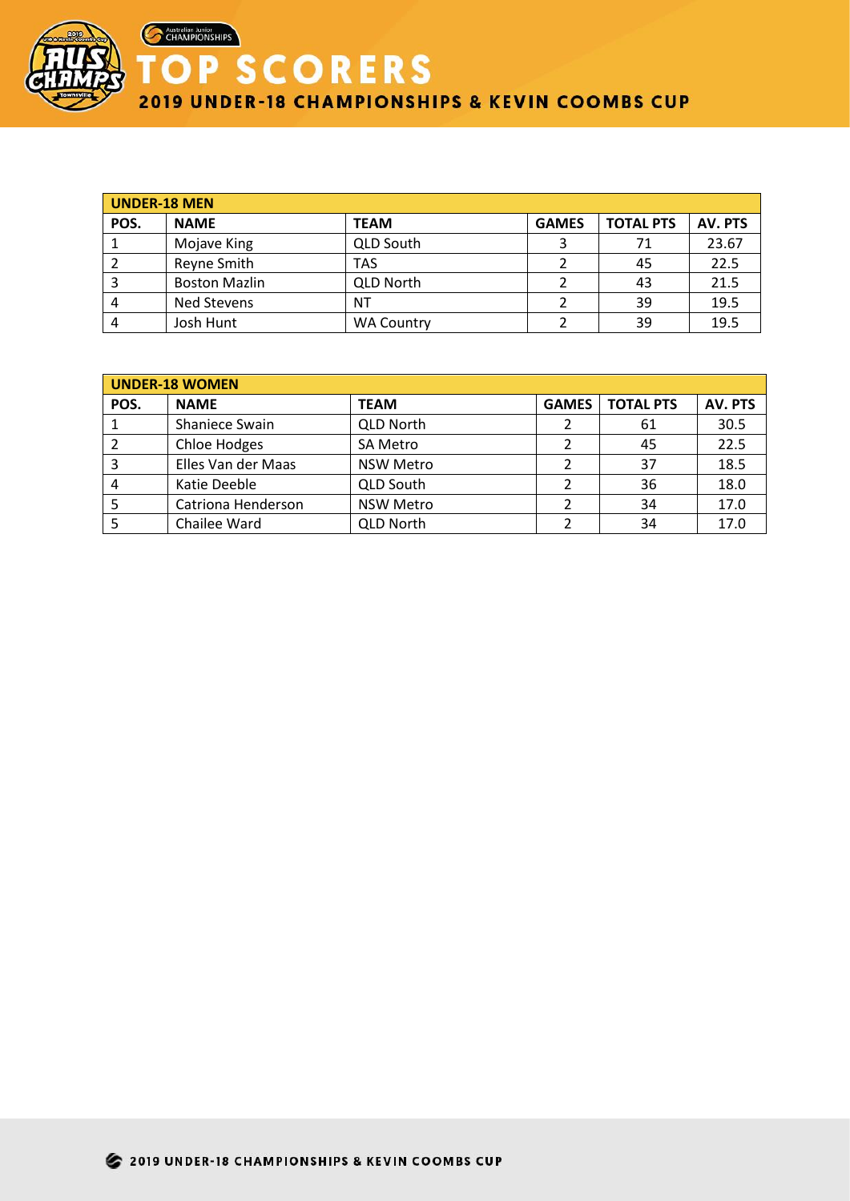# TOP SCORERS

## 2019 UNDER-18 CHAMPIONSHIPS & KEVIN COOMBS CUP

| UNDER-18 MEN | | | | | |
|---|---|---|---|---|---|
| **POS.** | **NAME** | **TEAM** | **GAMES** | **TOTAL PTS** | **AV. PTS** |
| 1 | Mojave King | QLD South | 3 | 71 | 23.67 |
| 2 | Reyne Smith | TAS | 2 | 45 | 22.5 |
| 3 | Boston Mazlin | QLD North | 2 | 43 | 21.5 |
| 4 | Ned Stevens | NT | 2 | 39 | 19.5 |
| 4 | Josh Hunt | WA Country | 2 | 39 | 19.5 |

| UNDER-18 WOMEN | | | | | |
|---|---|---|---|---|---|
| **POS.** | **NAME** | **TEAM** | **GAMES** | **TOTAL PTS** | **AV. PTS** |
| 1 | Shaniece Swain | QLD North | 2 | 61 | 30.5 |
| 2 | Chloe Hodges | SA Metro | 2 | 45 | 22.5 |
| 3 | Elles Van der Maas | NSW Metro | 2 | 37 | 18.5 |
| 4 | Katie Deeble | QLD South | 2 | 36 | 18.0 |
| 5 | Catriona Henderson | NSW Metro | 2 | 34 | 17.0 |
| 5 | Chailee Ward | QLD North | 2 | 34 | 17.0 |